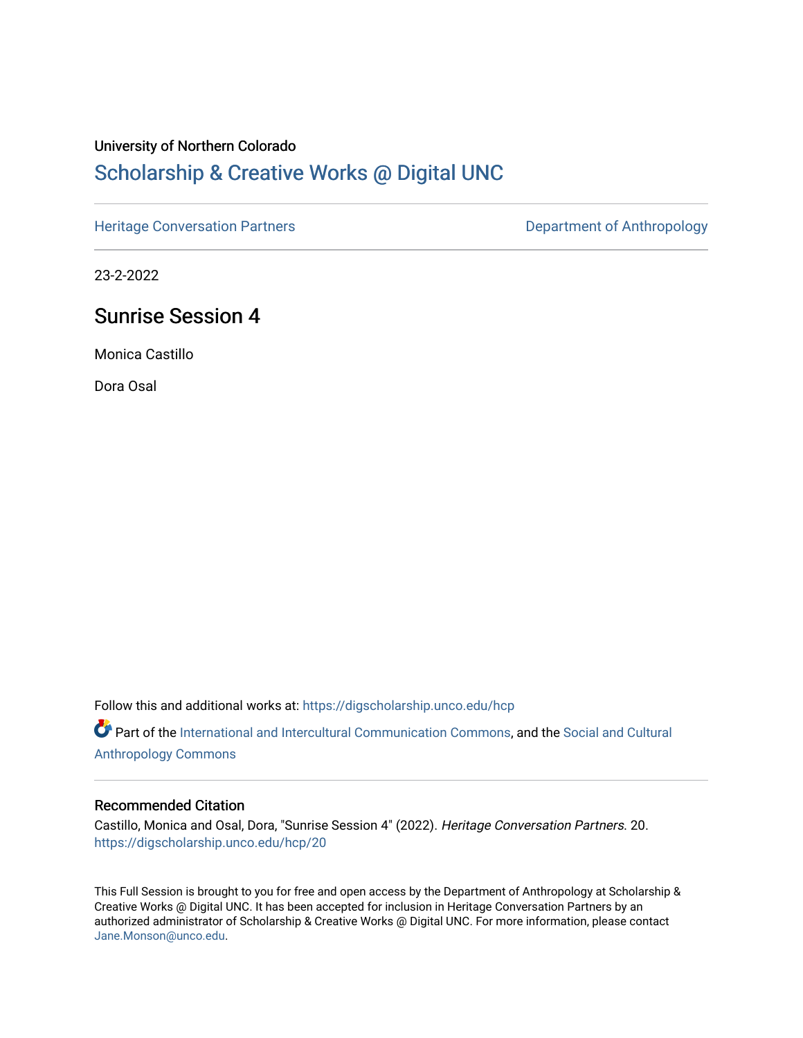University of Northern Colorado

# Scholarship & Creative Works @ Digital UNC

Heritage Conversation Partners | Department of Anthropology

23-2-2022

## Sunrise Session 4

Monica Castillo

Dora Osal

Follow this and additional works at: https://digscholarship.unco.edu/hcp

Part of the International and Intercultural Communication Commons, and the Social and Cultural Anthropology Commons

### Recommended Citation

Castillo, Monica and Osal, Dora, "Sunrise Session 4" (2022). *Heritage Conversation Partners*. 20.
https://digscholarship.unco.edu/hcp/20

This Full Session is brought to you for free and open access by the Department of Anthropology at Scholarship & Creative Works @ Digital UNC. It has been accepted for inclusion in Heritage Conversation Partners by an authorized administrator of Scholarship & Creative Works @ Digital UNC. For more information, please contact Jane.Monson@unco.edu.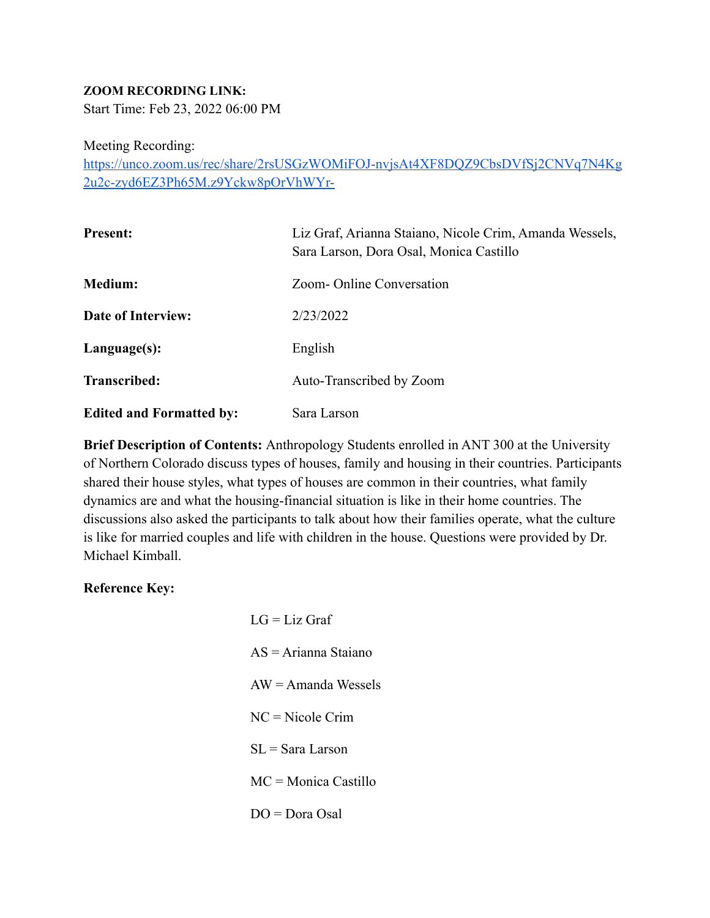**ZOOM RECORDING LINK:**
Start Time: Feb 23, 2022 06:00 PM

Meeting Recording:
[https://unco.zoom.us/rec/share/2rsUSGzWOMiFOJ-nvjsAt4XF8DQZ9CbsDVfSj2CNVq7N4Kg2u2c-zyd6EZ3Ph65M.z9Yckw8pOrVhWYr-](https://unco.zoom.us/rec/share/2rsUSGzWOMiFOJ-nvjsAt4XF8DQZ9CbsDVfSj2CNVq7N4Kg2u2c-zyd6EZ3Ph65M.z9Yckw8pOrVhWYr-)

| | |
|---|---|
| **Present:** | Liz Graf, Arianna Staiano, Nicole Crim, Amanda Wessels, Sara Larson, Dora Osal, Monica Castillo |
| **Medium:** | Zoom- Online Conversation |
| **Date of Interview:** | 2/23/2022 |
| **Language(s):** | English |
| **Transcribed:** | Auto-Transcribed by Zoom |
| **Edited and Formatted by:** | Sara Larson |

**Brief Description of Contents:** Anthropology Students enrolled in ANT 300 at the University of Northern Colorado discuss types of houses, family and housing in their countries. Participants shared their house styles, what types of houses are common in their countries, what family dynamics are and what the housing-financial situation is like in their home countries. The discussions also asked the participants to talk about how their families operate, what the culture is like for married couples and life with children in the house. Questions were provided by Dr. Michael Kimball.

**Reference Key:**

LG = Liz Graf

AS = Arianna Staiano

AW = Amanda Wessels

NC = Nicole Crim

SL = Sara Larson

MC = Monica Castillo

DO = Dora Osal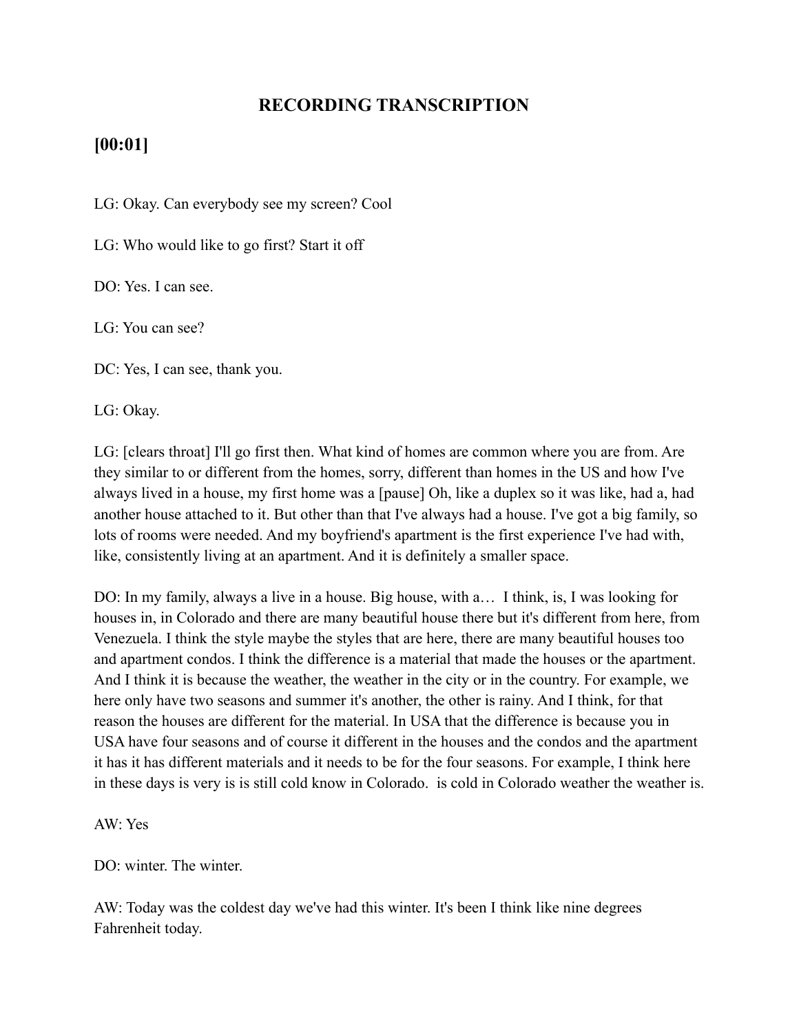# RECORDING TRANSCRIPTION

## [00:01]

LG: Okay. Can everybody see my screen? Cool

LG: Who would like to go first? Start it off

DO: Yes. I can see.

LG: You can see?

DC: Yes, I can see, thank you.

LG: Okay.

LG: [clears throat] I'll go first then. What kind of homes are common where you are from. Are they similar to or different from the homes, sorry, different than homes in the US and how I've always lived in a house, my first home was a [pause] Oh, like a duplex so it was like, had a, had another house attached to it. But other than that I've always had a house. I've got a big family, so lots of rooms were needed. And my boyfriend's apartment is the first experience I've had with, like, consistently living at an apartment. And it is definitely a smaller space.

DO: In my family, always a live in a house. Big house, with a… I think, is, I was looking for houses in, in Colorado and there are many beautiful house there but it's different from here, from Venezuela. I think the style maybe the styles that are here, there are many beautiful houses too and apartment condos. I think the difference is a material that made the houses or the apartment. And I think it is because the weather, the weather in the city or in the country. For example, we here only have two seasons and summer it's another, the other is rainy. And I think, for that reason the houses are different for the material. In USA that the difference is because you in USA have four seasons and of course it different in the houses and the condos and the apartment it has it has different materials and it needs to be for the four seasons. For example, I think here in these days is very is is still cold know in Colorado. is cold in Colorado weather the weather is.

AW: Yes

DO: winter. The winter.

AW: Today was the coldest day we've had this winter. It's been I think like nine degrees Fahrenheit today.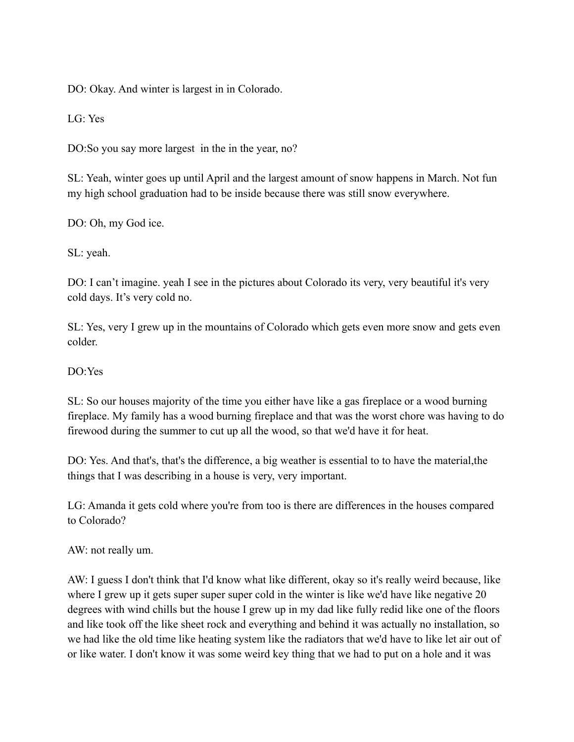DO: Okay. And winter is largest in in Colorado.

LG: Yes

DO:So you say more largest in the in the year, no?

SL: Yeah, winter goes up until April and the largest amount of snow happens in March. Not fun my high school graduation had to be inside because there was still snow everywhere.

DO: Oh, my God ice.

SL: yeah.

DO: I can't imagine. yeah I see in the pictures about Colorado its very, very beautiful it's very cold days. It's very cold no.

SL: Yes, very I grew up in the mountains of Colorado which gets even more snow and gets even colder.

DO:Yes

SL: So our houses majority of the time you either have like a gas fireplace or a wood burning fireplace. My family has a wood burning fireplace and that was the worst chore was having to do firewood during the summer to cut up all the wood, so that we'd have it for heat.

DO: Yes. And that's, that's the difference, a big weather is essential to to have the material,the things that I was describing in a house is very, very important.

LG: Amanda it gets cold where you're from too is there are differences in the houses compared to Colorado?

AW: not really um.

AW: I guess I don't think that I'd know what like different, okay so it's really weird because, like where I grew up it gets super super super cold in the winter is like we'd have like negative 20 degrees with wind chills but the house I grew up in my dad like fully redid like one of the floors and like took off the like sheet rock and everything and behind it was actually no installation, so we had like the old time like heating system like the radiators that we'd have to like let air out of or like water. I don't know it was some weird key thing that we had to put on a hole and it was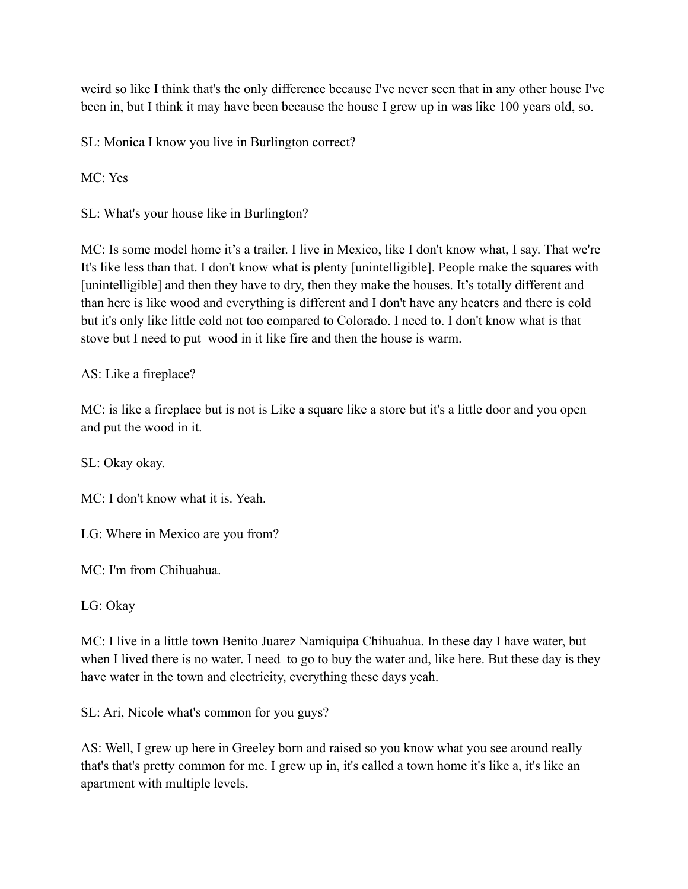weird so like I think that's the only difference because I've never seen that in any other house I've been in, but I think it may have been because the house I grew up in was like 100 years old, so.

SL: Monica I know you live in Burlington correct?

MC: Yes

SL: What's your house like in Burlington?

MC: Is some model home it’s a trailer. I live in Mexico, like I don't know what, I say. That we're It's like less than that. I don't know what is plenty [unintelligible]. People make the squares with [unintelligible] and then they have to dry, then they make the houses. It’s totally different and than here is like wood and everything is different and I don't have any heaters and there is cold but it's only like little cold not too compared to Colorado. I need to. I don't know what is that stove but I need to put wood in it like fire and then the house is warm.

AS: Like a fireplace?

MC: is like a fireplace but is not is Like a square like a store but it's a little door and you open and put the wood in it.

SL: Okay okay.

MC: I don't know what it is. Yeah.

LG: Where in Mexico are you from?

MC: I'm from Chihuahua.

LG: Okay

MC: I live in a little town Benito Juarez Namiquipa Chihuahua. In these day I have water, but when I lived there is no water. I need to go to buy the water and, like here. But these day is they have water in the town and electricity, everything these days yeah.

SL: Ari, Nicole what's common for you guys?

AS: Well, I grew up here in Greeley born and raised so you know what you see around really that's that's pretty common for me. I grew up in, it's called a town home it's like a, it's like an apartment with multiple levels.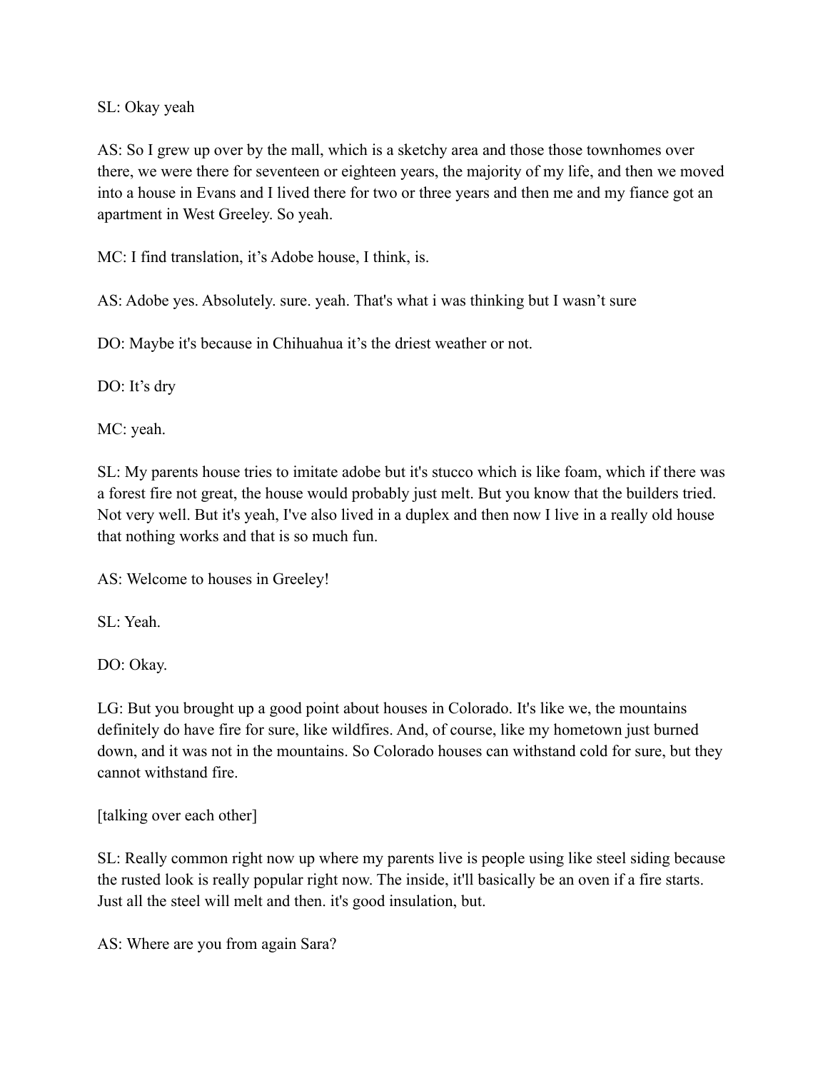SL: Okay yeah

AS: So I grew up over by the mall, which is a sketchy area and those those townhomes over there, we were there for seventeen or eighteen years, the majority of my life, and then we moved into a house in Evans and I lived there for two or three years and then me and my fiance got an apartment in West Greeley. So yeah.

MC: I find translation, it's Adobe house, I think, is.

AS: Adobe yes. Absolutely. sure. yeah. That's what i was thinking but I wasn't sure

DO: Maybe it's because in Chihuahua it's the driest weather or not.

DO: It's dry

MC: yeah.

SL: My parents house tries to imitate adobe but it's stucco which is like foam, which if there was a forest fire not great, the house would probably just melt. But you know that the builders tried. Not very well. But it's yeah, I've also lived in a duplex and then now I live in a really old house that nothing works and that is so much fun.

AS: Welcome to houses in Greeley!

SL: Yeah.

DO: Okay.

LG: But you brought up a good point about houses in Colorado. It's like we, the mountains definitely do have fire for sure, like wildfires. And, of course, like my hometown just burned down, and it was not in the mountains. So Colorado houses can withstand cold for sure, but they cannot withstand fire.

[talking over each other]

SL: Really common right now up where my parents live is people using like steel siding because the rusted look is really popular right now. The inside, it'll basically be an oven if a fire starts. Just all the steel will melt and then. it's good insulation, but.

AS: Where are you from again Sara?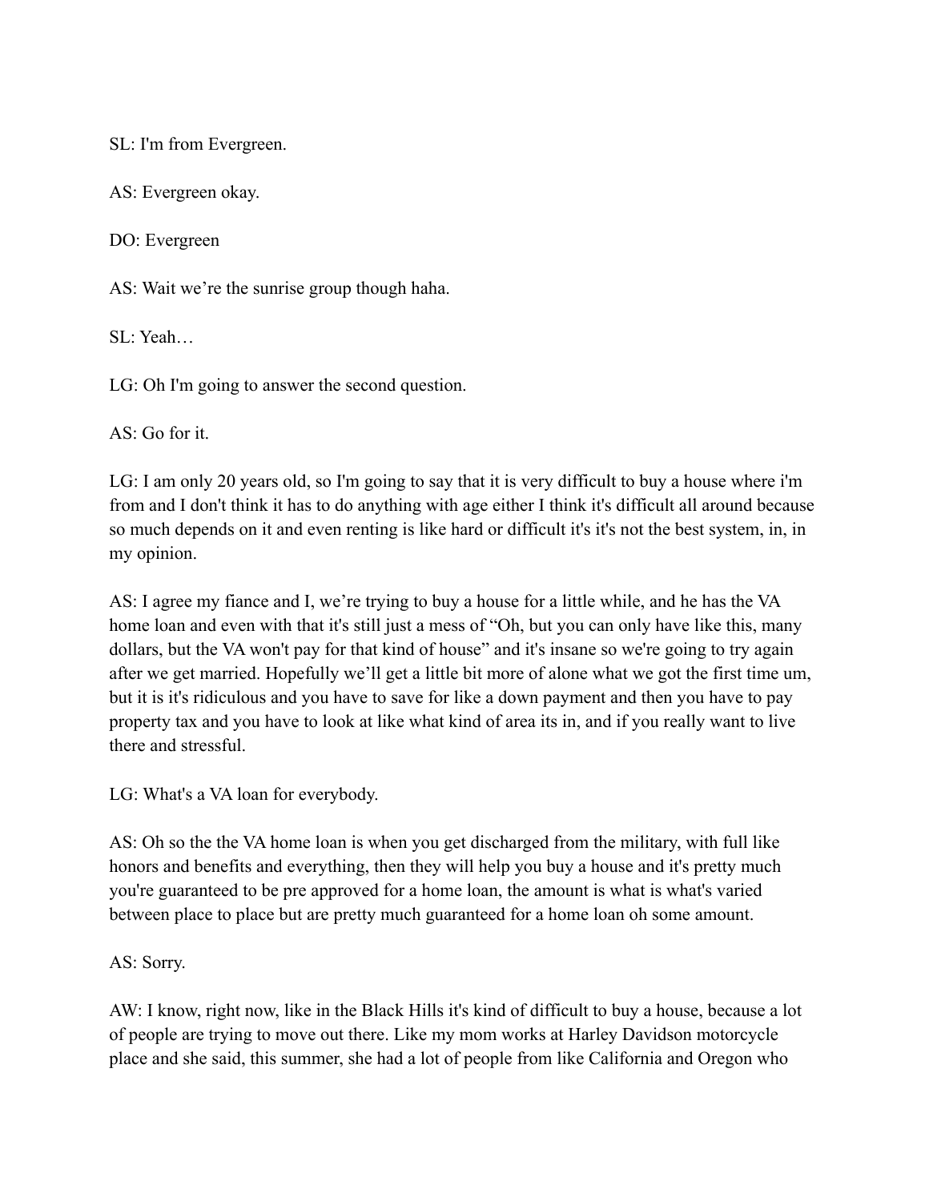SL: I'm from Evergreen.

AS: Evergreen okay.

DO: Evergreen

AS: Wait we're the sunrise group though haha.

SL: Yeah…

LG: Oh I'm going to answer the second question.

AS: Go for it.

LG: I am only 20 years old, so I'm going to say that it is very difficult to buy a house where i'm from and I don't think it has to do anything with age either I think it's difficult all around because so much depends on it and even renting is like hard or difficult it's it's not the best system, in, in my opinion.

AS: I agree my fiance and I, we're trying to buy a house for a little while, and he has the VA home loan and even with that it's still just a mess of "Oh, but you can only have like this, many dollars, but the VA won't pay for that kind of house" and it's insane so we're going to try again after we get married. Hopefully we'll get a little bit more of alone what we got the first time um, but it is it's ridiculous and you have to save for like a down payment and then you have to pay property tax and you have to look at like what kind of area its in, and if you really want to live there and stressful.

LG: What's a VA loan for everybody.

AS: Oh so the the VA home loan is when you get discharged from the military, with full like honors and benefits and everything, then they will help you buy a house and it's pretty much you're guaranteed to be pre approved for a home loan, the amount is what is what's varied between place to place but are pretty much guaranteed for a home loan oh some amount.

AS: Sorry.

AW: I know, right now, like in the Black Hills it's kind of difficult to buy a house, because a lot of people are trying to move out there. Like my mom works at Harley Davidson motorcycle place and she said, this summer, she had a lot of people from like California and Oregon who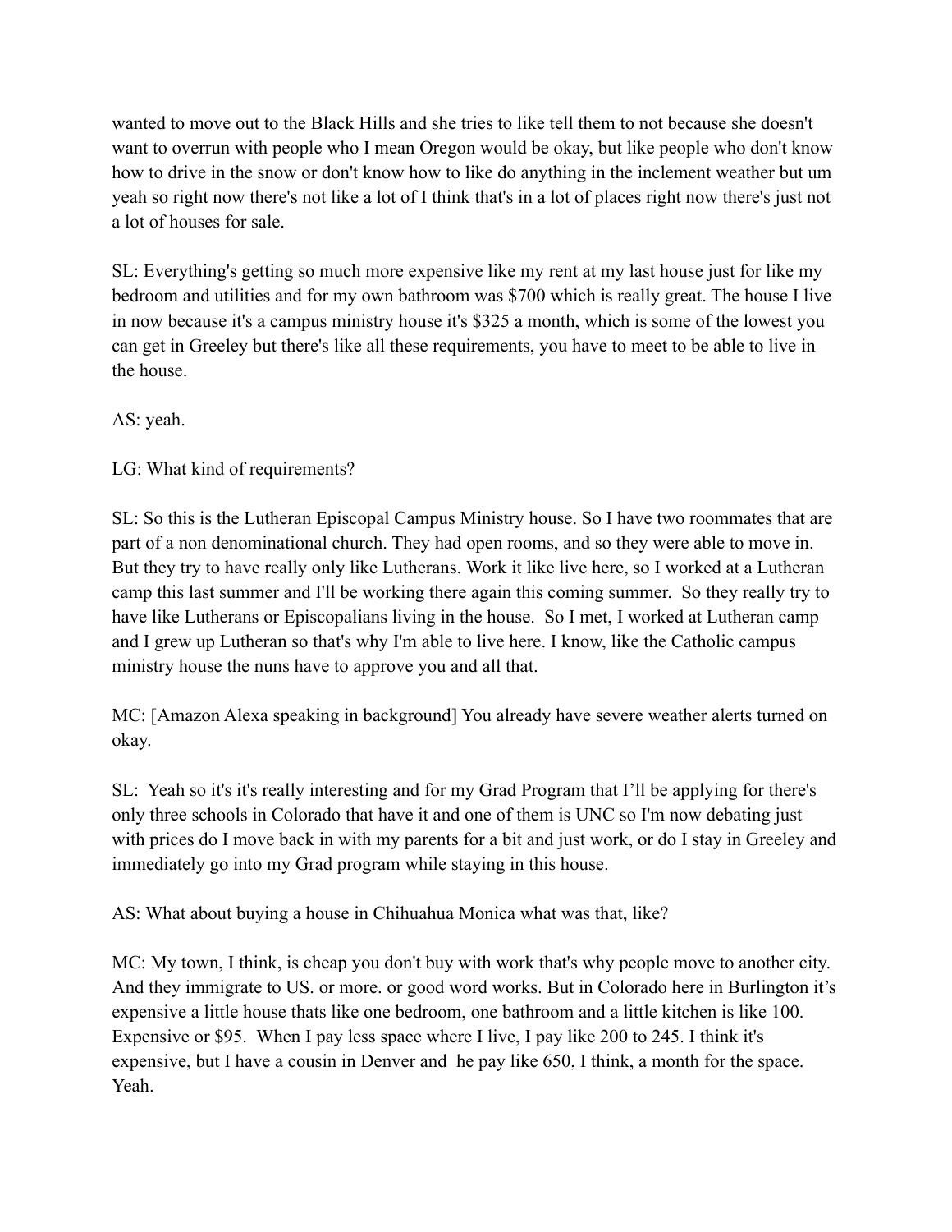wanted to move out to the Black Hills and she tries to like tell them to not because she doesn't want to overrun with people who I mean Oregon would be okay, but like people who don't know how to drive in the snow or don't know how to like do anything in the inclement weather but um yeah so right now there's not like a lot of I think that's in a lot of places right now there's just not a lot of houses for sale.

SL: Everything's getting so much more expensive like my rent at my last house just for like my bedroom and utilities and for my own bathroom was $700 which is really great. The house I live in now because it's a campus ministry house it's $325 a month, which is some of the lowest you can get in Greeley but there's like all these requirements, you have to meet to be able to live in the house.

AS: yeah.

LG: What kind of requirements?

SL: So this is the Lutheran Episcopal Campus Ministry house. So I have two roommates that are part of a non denominational church. They had open rooms, and so they were able to move in. But they try to have really only like Lutherans. Work it like live here, so I worked at a Lutheran camp this last summer and I'll be working there again this coming summer. So they really try to have like Lutherans or Episcopalians living in the house. So I met, I worked at Lutheran camp and I grew up Lutheran so that's why I'm able to live here. I know, like the Catholic campus ministry house the nuns have to approve you and all that.

MC: [Amazon Alexa speaking in background] You already have severe weather alerts turned on okay.

SL: Yeah so it's it's really interesting and for my Grad Program that I'll be applying for there's only three schools in Colorado that have it and one of them is UNC so I'm now debating just with prices do I move back in with my parents for a bit and just work, or do I stay in Greeley and immediately go into my Grad program while staying in this house.

AS: What about buying a house in Chihuahua Monica what was that, like?

MC: My town, I think, is cheap you don't buy with work that's why people move to another city. And they immigrate to US. or more. or good word works. But in Colorado here in Burlington it's expensive a little house thats like one bedroom, one bathroom and a little kitchen is like 100. Expensive or $95. When I pay less space where I live, I pay like 200 to 245. I think it's expensive, but I have a cousin in Denver and he pay like 650, I think, a month for the space. Yeah.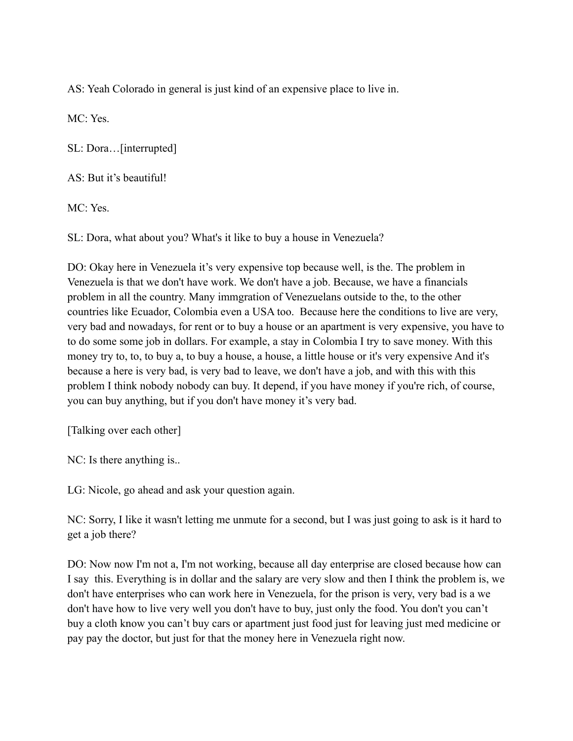AS: Yeah Colorado in general is just kind of an expensive place to live in.

MC: Yes.

SL: Dora…[interrupted]

AS: But it's beautiful!

MC: Yes.

SL: Dora, what about you? What's it like to buy a house in Venezuela?

DO: Okay here in Venezuela it's very expensive top because well, is the. The problem in Venezuela is that we don't have work. We don't have a job. Because, we have a financials problem in all the country. Many immgration of Venezuelans outside to the, to the other countries like Ecuador, Colombia even a USA too. Because here the conditions to live are very, very bad and nowadays, for rent or to buy a house or an apartment is very expensive, you have to to do some some job in dollars. For example, a stay in Colombia I try to save money. With this money try to, to, to buy a, to buy a house, a house, a little house or it's very expensive And it's because a here is very bad, is very bad to leave, we don't have a job, and with this with this problem I think nobody nobody can buy. It depend, if you have money if you're rich, of course, you can buy anything, but if you don't have money it's very bad.

[Talking over each other]

NC: Is there anything is..

LG: Nicole, go ahead and ask your question again.

NC: Sorry, I like it wasn't letting me unmute for a second, but I was just going to ask is it hard to get a job there?

DO: Now now I'm not a, I'm not working, because all day enterprise are closed because how can I say this. Everything is in dollar and the salary are very slow and then I think the problem is, we don't have enterprises who can work here in Venezuela, for the prison is very, very bad is a we don't have how to live very well you don't have to buy, just only the food. You don't you can't buy a cloth know you can't buy cars or apartment just food just for leaving just med medicine or pay pay the doctor, but just for that the money here in Venezuela right now.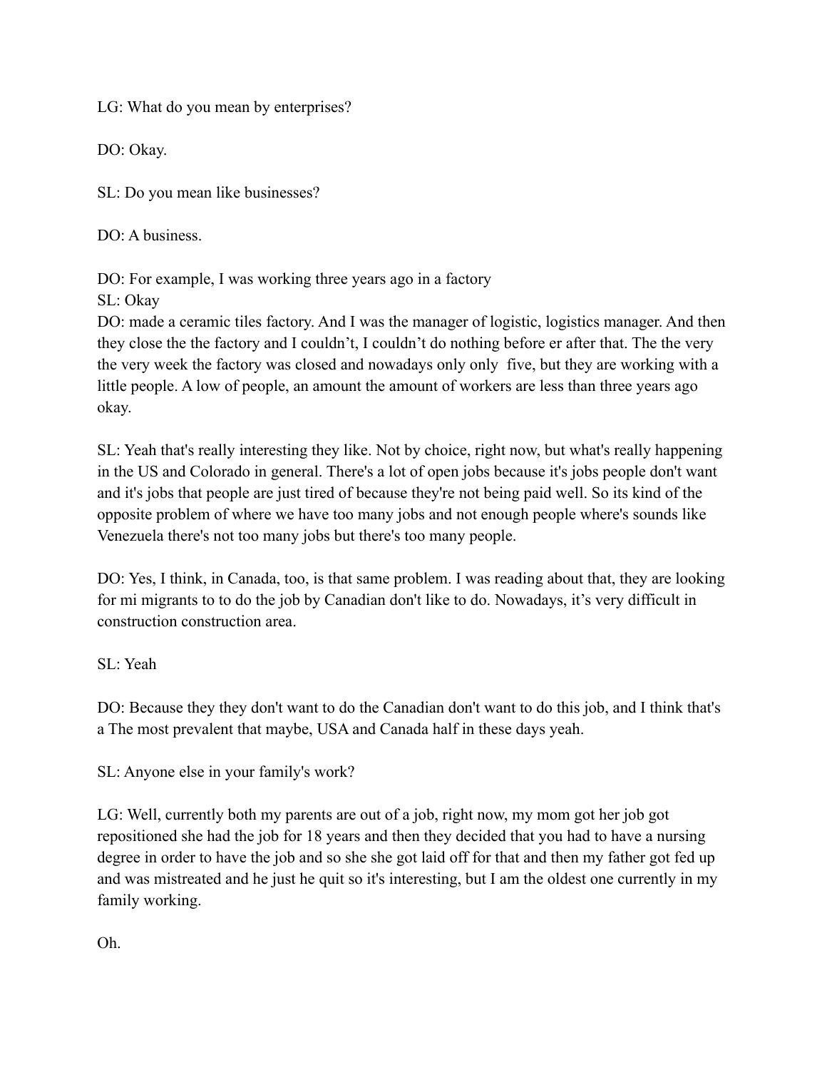LG: What do you mean by enterprises?

DO: Okay.

SL: Do you mean like businesses?

DO: A business.

DO: For example, I was working three years ago in a factory
SL: Okay
DO: made a ceramic tiles factory. And I was the manager of logistic, logistics manager. And then they close the the factory and I couldn't, I couldn't do nothing before er after that. The the very the very week the factory was closed and nowadays only only five, but they are working with a little people. A low of people, an amount the amount of workers are less than three years ago okay.

SL: Yeah that's really interesting they like. Not by choice, right now, but what's really happening in the US and Colorado in general. There's a lot of open jobs because it's jobs people don't want and it's jobs that people are just tired of because they're not being paid well. So its kind of the opposite problem of where we have too many jobs and not enough people where's sounds like Venezuela there's not too many jobs but there's too many people.

DO: Yes, I think, in Canada, too, is that same problem. I was reading about that, they are looking for mi migrants to to do the job by Canadian don't like to do. Nowadays, it's very difficult in construction construction area.

SL: Yeah

DO: Because they they don't want to do the Canadian don't want to do this job, and I think that's a The most prevalent that maybe, USA and Canada half in these days yeah.

SL: Anyone else in your family's work?

LG: Well, currently both my parents are out of a job, right now, my mom got her job got repositioned she had the job for 18 years and then they decided that you had to have a nursing degree in order to have the job and so she she got laid off for that and then my father got fed up and was mistreated and he just he quit so it's interesting, but I am the oldest one currently in my family working.

Oh.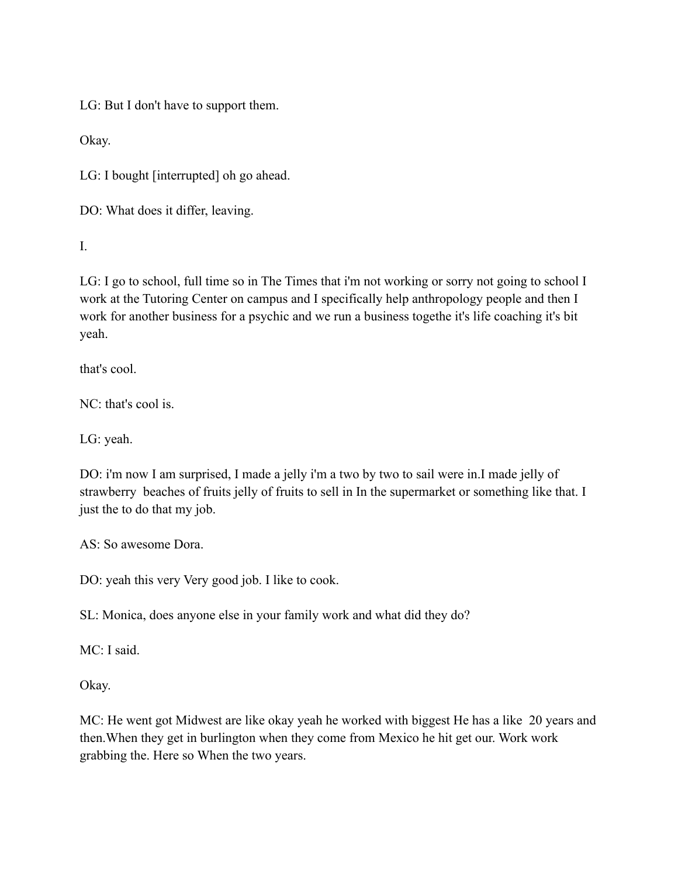LG: But I don't have to support them.

Okay.

LG: I bought [interrupted] oh go ahead.

DO: What does it differ, leaving.

I.

LG: I go to school, full time so in The Times that i'm not working or sorry not going to school I work at the Tutoring Center on campus and I specifically help anthropology people and then I work for another business for a psychic and we run a business togethe it's life coaching it's bit yeah.

that's cool.

NC: that's cool is.

LG: yeah.

DO: i'm now I am surprised, I made a jelly i'm a two by two to sail were in.I made jelly of strawberry beaches of fruits jelly of fruits to sell in In the supermarket or something like that. I just the to do that my job.

AS: So awesome Dora.

DO: yeah this very Very good job. I like to cook.

SL: Monica, does anyone else in your family work and what did they do?

MC: I said.

Okay.

MC: He went got Midwest are like okay yeah he worked with biggest He has a like 20 years and then.When they get in burlington when they come from Mexico he hit get our. Work work grabbing the. Here so When the two years.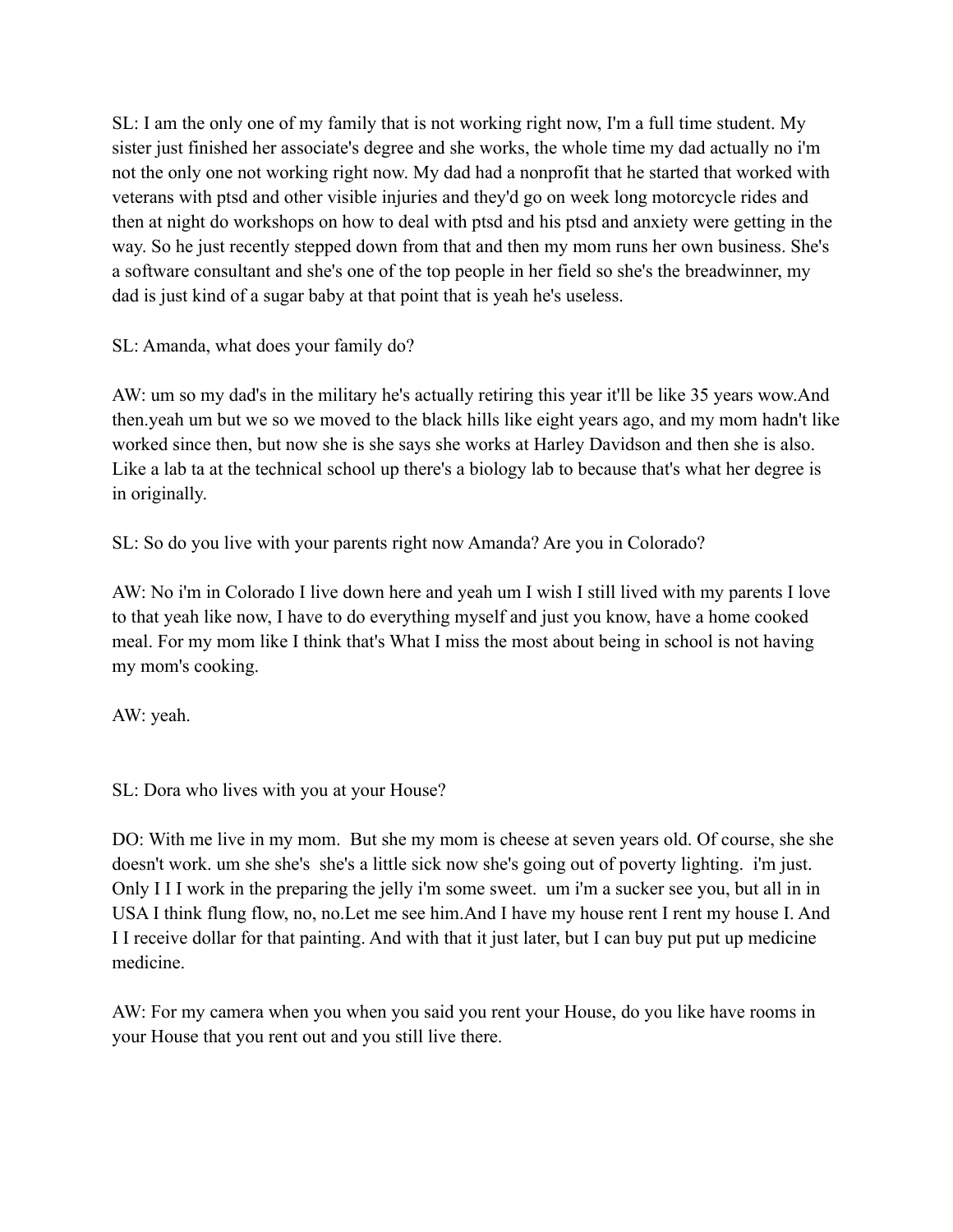SL: I am the only one of my family that is not working right now, I'm a full time student. My sister just finished her associate's degree and she works, the whole time my dad actually no i'm not the only one not working right now. My dad had a nonprofit that he started that worked with veterans with ptsd and other visible injuries and they'd go on week long motorcycle rides and then at night do workshops on how to deal with ptsd and his ptsd and anxiety were getting in the way. So he just recently stepped down from that and then my mom runs her own business. She's a software consultant and she's one of the top people in her field so she's the breadwinner, my dad is just kind of a sugar baby at that point that is yeah he's useless.

SL: Amanda, what does your family do?

AW: um so my dad's in the military he's actually retiring this year it'll be like 35 years wow.And then.yeah um but we so we moved to the black hills like eight years ago, and my mom hadn't like worked since then, but now she is she says she works at Harley Davidson and then she is also. Like a lab ta at the technical school up there's a biology lab to because that's what her degree is in originally.

SL: So do you live with your parents right now Amanda? Are you in Colorado?

AW: No i'm in Colorado I live down here and yeah um I wish I still lived with my parents I love to that yeah like now, I have to do everything myself and just you know, have a home cooked meal. For my mom like I think that's What I miss the most about being in school is not having my mom's cooking.

AW: yeah.

SL: Dora who lives with you at your House?

DO: With me live in my mom. But she my mom is cheese at seven years old. Of course, she she doesn't work. um she she's she's a little sick now she's going out of poverty lighting. i'm just. Only I I I work in the preparing the jelly i'm some sweet. um i'm a sucker see you, but all in in USA I think flung flow, no, no.Let me see him.And I have my house rent I rent my house I. And I I receive dollar for that painting. And with that it just later, but I can buy put put up medicine medicine.

AW: For my camera when you when you said you rent your House, do you like have rooms in your House that you rent out and you still live there.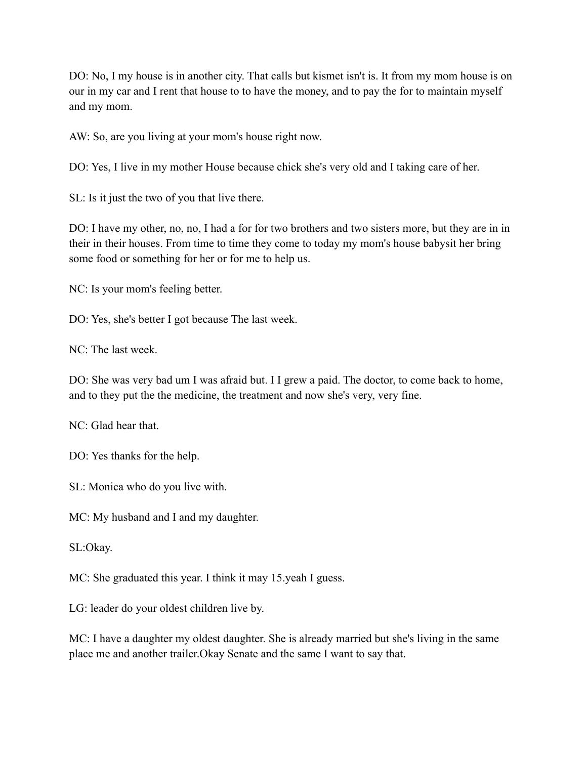DO: No, I my house is in another city. That calls but kismet isn't is. It from my mom house is on our in my car and I rent that house to to have the money, and to pay the for to maintain myself and my mom.

AW: So, are you living at your mom's house right now.

DO: Yes, I live in my mother House because chick she's very old and I taking care of her.

SL: Is it just the two of you that live there.

DO: I have my other, no, no, I had a for for two brothers and two sisters more, but they are in in their in their houses. From time to time they come to today my mom's house babysit her bring some food or something for her or for me to help us.

NC: Is your mom's feeling better.

DO: Yes, she's better I got because The last week.

NC: The last week.

DO: She was very bad um I was afraid but. I I grew a paid. The doctor, to come back to home, and to they put the the medicine, the treatment and now she's very, very fine.

NC: Glad hear that.

DO: Yes thanks for the help.

SL: Monica who do you live with.

MC: My husband and I and my daughter.

SL:Okay.

MC: She graduated this year. I think it may 15.yeah I guess.

LG: leader do your oldest children live by.

MC: I have a daughter my oldest daughter. She is already married but she's living in the same place me and another trailer.Okay Senate and the same I want to say that.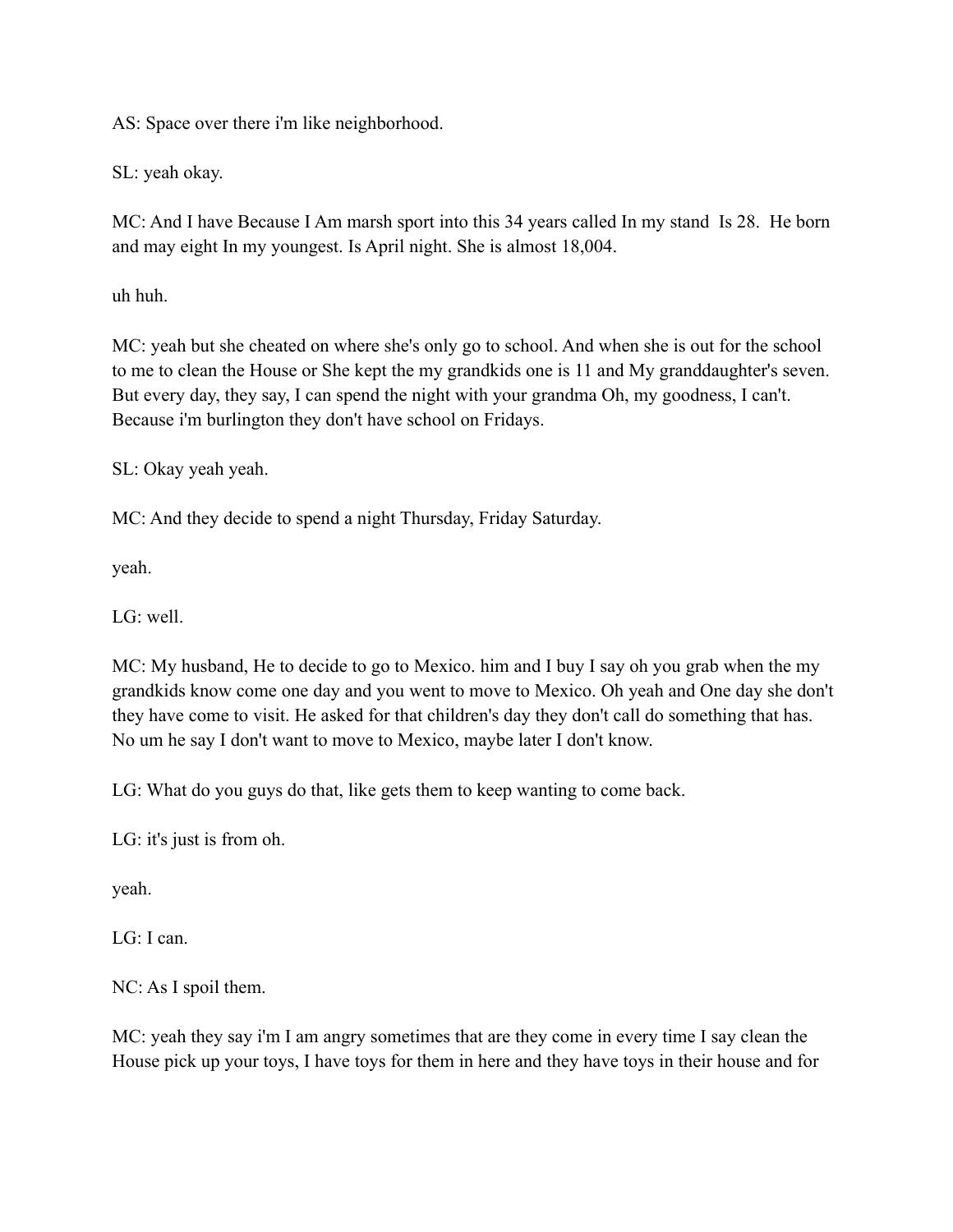AS: Space over there i'm like neighborhood.

SL: yeah okay.

MC: And I have Because I Am marsh sport into this 34 years called In my stand  Is 28.  He born and may eight In my youngest. Is April night. She is almost 18,004.

uh huh.

MC: yeah but she cheated on where she's only go to school. And when she is out for the school to me to clean the House or She kept the my grandkids one is 11 and My granddaughter's seven. But every day, they say, I can spend the night with your grandma Oh, my goodness, I can't. Because i'm burlington they don't have school on Fridays.

SL: Okay yeah yeah.

MC: And they decide to spend a night Thursday, Friday Saturday.

yeah.

LG: well.

MC: My husband, He to decide to go to Mexico. him and I buy I say oh you grab when the my grandkids know come one day and you went to move to Mexico. Oh yeah and One day she don't they have come to visit. He asked for that children's day they don't call do something that has. No um he say I don't want to move to Mexico, maybe later I don't know.

LG: What do you guys do that, like gets them to keep wanting to come back.

LG: it's just is from oh.

yeah.

LG: I can.

NC: As I spoil them.

MC: yeah they say i'm I am angry sometimes that are they come in every time I say clean the House pick up your toys, I have toys for them in here and they have toys in their house and for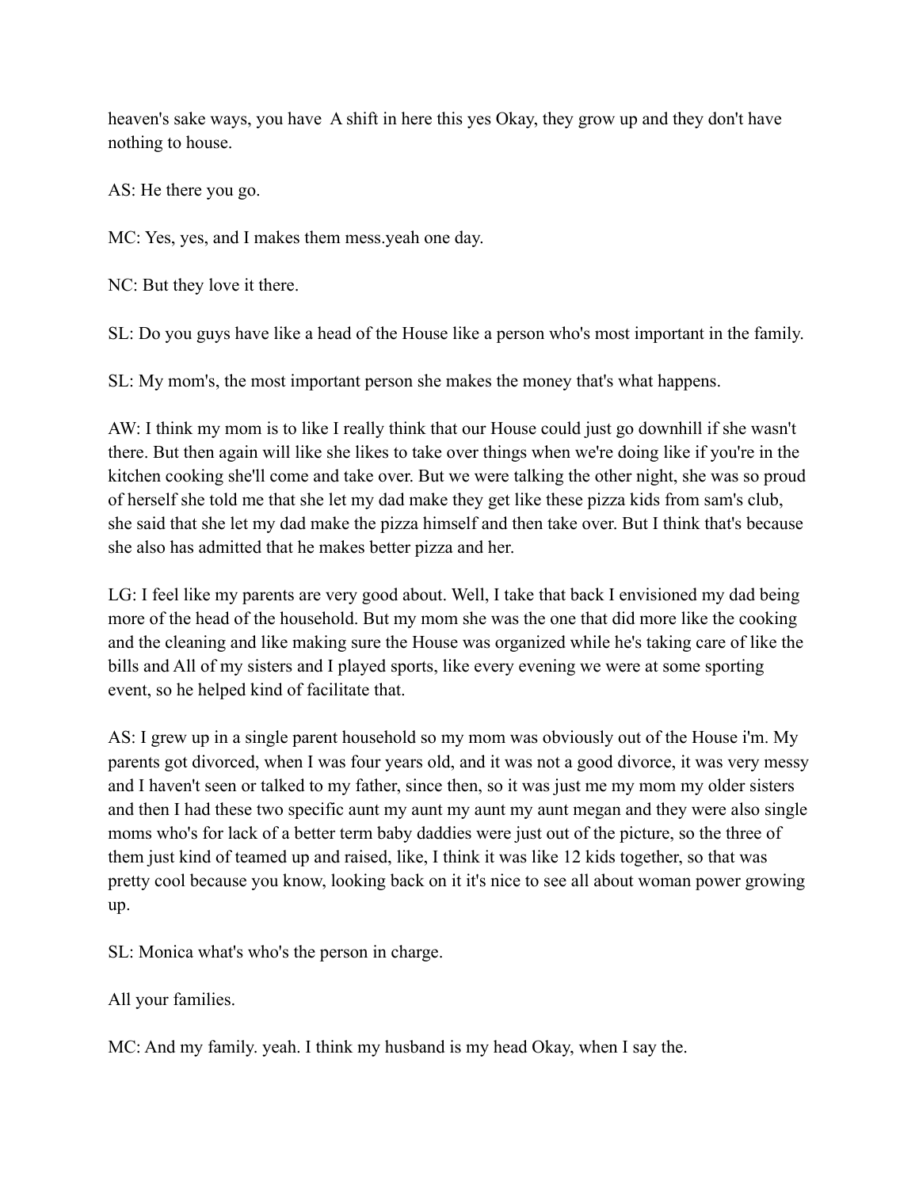heaven's sake ways, you have  A shift in here this yes Okay, they grow up and they don't have nothing to house.

AS: He there you go.

MC: Yes, yes, and I makes them mess.yeah one day.

NC: But they love it there.

SL: Do you guys have like a head of the House like a person who's most important in the family.

SL: My mom's, the most important person she makes the money that's what happens.

AW: I think my mom is to like I really think that our House could just go downhill if she wasn't there. But then again will like she likes to take over things when we're doing like if you're in the kitchen cooking she'll come and take over. But we were talking the other night, she was so proud of herself she told me that she let my dad make they get like these pizza kids from sam's club, she said that she let my dad make the pizza himself and then take over. But I think that's because she also has admitted that he makes better pizza and her.

LG: I feel like my parents are very good about. Well, I take that back I envisioned my dad being more of the head of the household. But my mom she was the one that did more like the cooking and the cleaning and like making sure the House was organized while he's taking care of like the bills and All of my sisters and I played sports, like every evening we were at some sporting event, so he helped kind of facilitate that.

AS: I grew up in a single parent household so my mom was obviously out of the House i'm. My parents got divorced, when I was four years old, and it was not a good divorce, it was very messy and I haven't seen or talked to my father, since then, so it was just me my mom my older sisters and then I had these two specific aunt my aunt my aunt megan and they were also single moms who's for lack of a better term baby daddies were just out of the picture, so the three of them just kind of teamed up and raised, like, I think it was like 12 kids together, so that was pretty cool because you know, looking back on it it's nice to see all about woman power growing up.

SL: Monica what's who's the person in charge.

All your families.

MC: And my family. yeah. I think my husband is my head Okay, when I say the.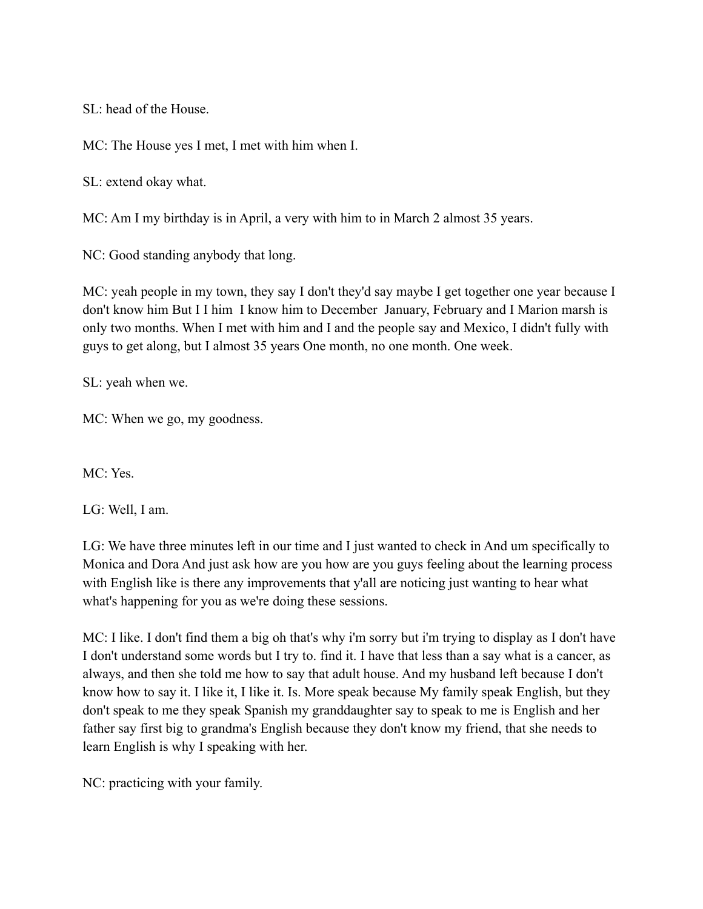SL: head of the House.

MC: The House yes I met, I met with him when I.

SL: extend okay what.

MC: Am I my birthday is in April, a very with him to in March 2 almost 35 years.

NC: Good standing anybody that long.

MC: yeah people in my town, they say I don't they'd say maybe I get together one year because I don't know him But I I him  I know him to December  January, February and I Marion marsh is only two months. When I met with him and I and the people say and Mexico, I didn't fully with guys to get along, but I almost 35 years One month, no one month. One week.

SL: yeah when we.

MC: When we go, my goodness.

MC: Yes.

LG: Well, I am.

LG: We have three minutes left in our time and I just wanted to check in And um specifically to Monica and Dora And just ask how are you how are you guys feeling about the learning process with English like is there any improvements that y'all are noticing just wanting to hear what what's happening for you as we're doing these sessions.

MC: I like. I don't find them a big oh that's why i'm sorry but i'm trying to display as I don't have I don't understand some words but I try to. find it. I have that less than a say what is a cancer, as always, and then she told me how to say that adult house. And my husband left because I don't know how to say it. I like it, I like it. Is. More speak because My family speak English, but they don't speak to me they speak Spanish my granddaughter say to speak to me is English and her father say first big to grandma's English because they don't know my friend, that she needs to learn English is why I speaking with her.

NC: practicing with your family.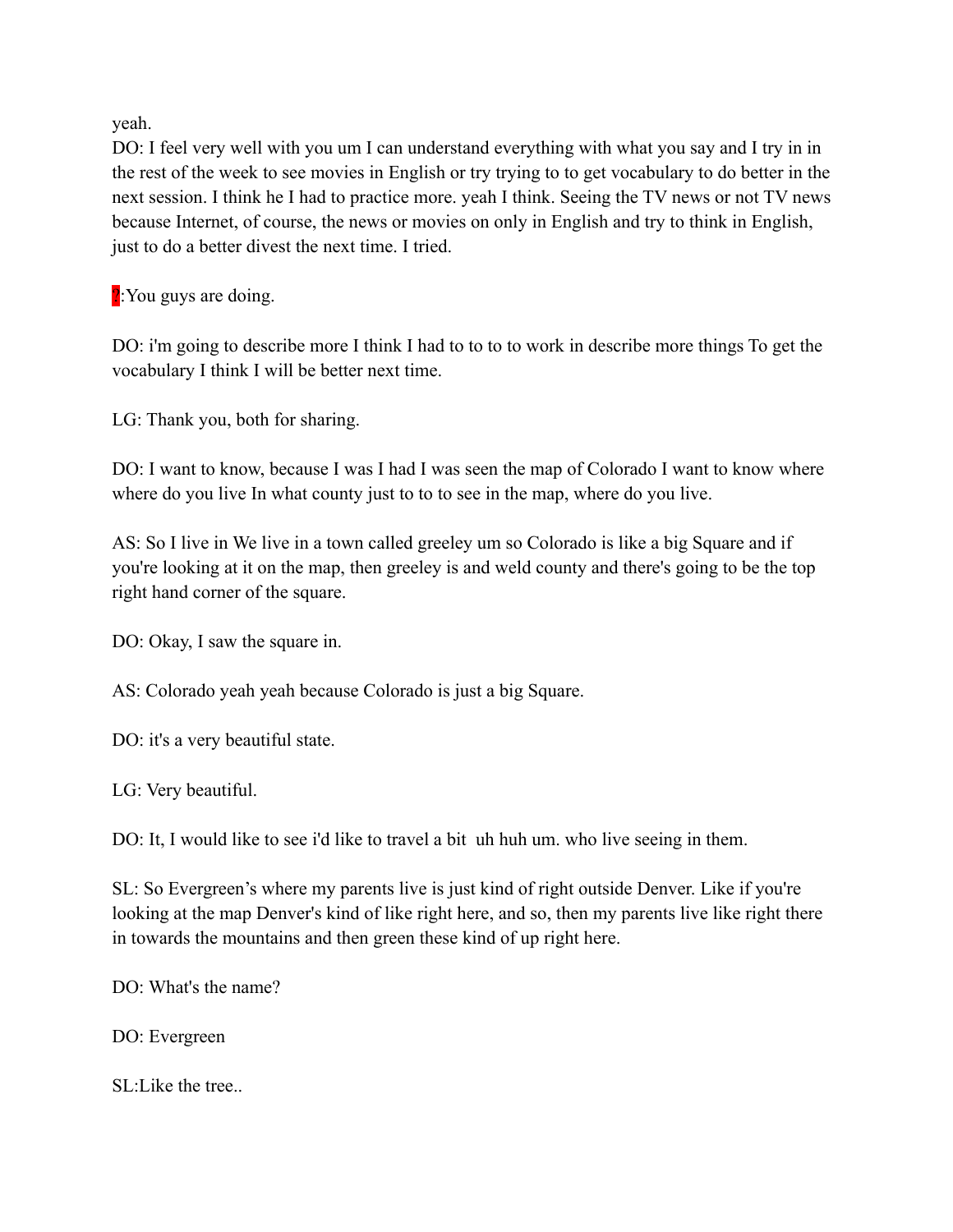yeah.
DO: I feel very well with you um I can understand everything with what you say and I try in in the rest of the week to see movies in English or try trying to to get vocabulary to do better in the next session. I think he I had to practice more. yeah I think. Seeing the TV news or not TV news because Internet, of course, the news or movies on only in English and try to think in English, just to do a better divest the next time. I tried.

?:You guys are doing.

DO: i'm going to describe more I think I had to to to to work in describe more things To get the vocabulary I think I will be better next time.

LG: Thank you, both for sharing.

DO: I want to know, because I was I had I was seen the map of Colorado I want to know where where do you live In what county just to to to see in the map, where do you live.

AS: So I live in We live in a town called greeley um so Colorado is like a big Square and if you're looking at it on the map, then greeley is and weld county and there's going to be the top right hand corner of the square.

DO: Okay, I saw the square in.

AS: Colorado yeah yeah because Colorado is just a big Square.

DO: it's a very beautiful state.

LG: Very beautiful.

DO: It, I would like to see i'd like to travel a bit  uh huh um. who live seeing in them.

SL: So Evergreen's where my parents live is just kind of right outside Denver. Like if you're looking at the map Denver's kind of like right here, and so, then my parents live like right there in towards the mountains and then green these kind of up right here.

DO: What's the name?

DO: Evergreen

SL:Like the tree..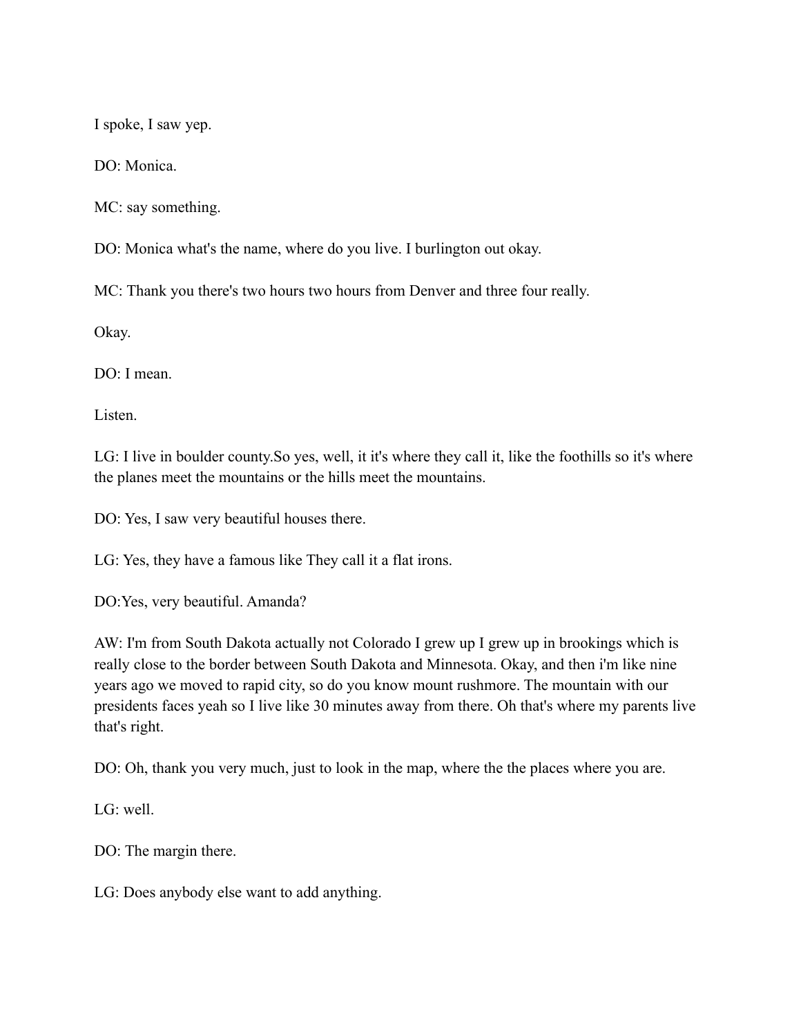I spoke, I saw yep.

DO: Monica.

MC: say something.

DO: Monica what's the name, where do you live. I burlington out okay.

MC: Thank you there's two hours two hours from Denver and three four really.

Okay.

DO: I mean.

Listen.

LG: I live in boulder county.So yes, well, it it's where they call it, like the foothills so it's where the planes meet the mountains or the hills meet the mountains.

DO: Yes, I saw very beautiful houses there.

LG: Yes, they have a famous like They call it a flat irons.

DO:Yes, very beautiful. Amanda?

AW: I'm from South Dakota actually not Colorado I grew up I grew up in brookings which is really close to the border between South Dakota and Minnesota. Okay, and then i'm like nine years ago we moved to rapid city, so do you know mount rushmore. The mountain with our presidents faces yeah so I live like 30 minutes away from there. Oh that's where my parents live that's right.

DO: Oh, thank you very much, just to look in the map, where the the places where you are.

LG: well.

DO: The margin there.

LG: Does anybody else want to add anything.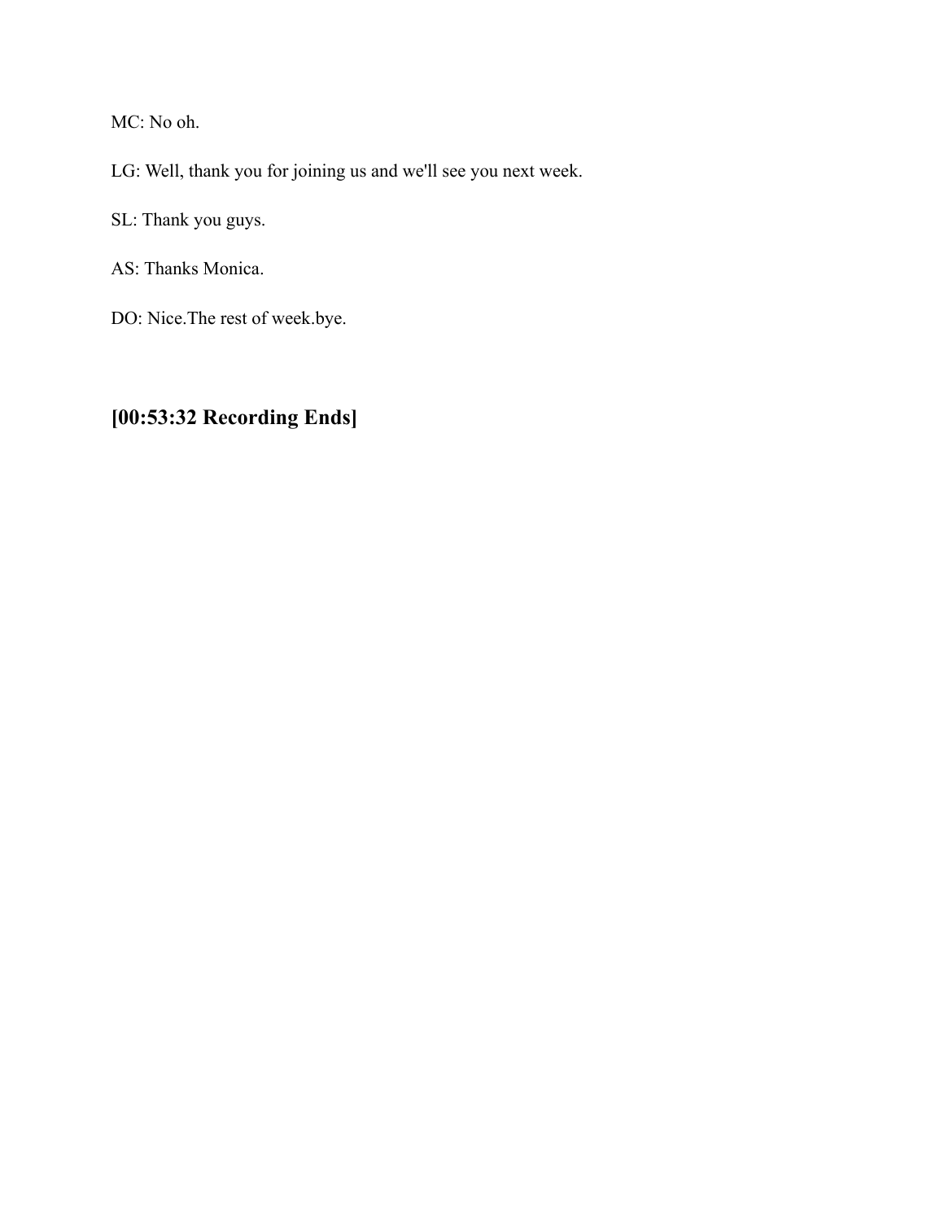MC: No oh.

LG: Well, thank you for joining us and we'll see you next week.

SL: Thank you guys.

AS: Thanks Monica.

DO: Nice.The rest of week.bye.

## [00:53:32 Recording Ends]